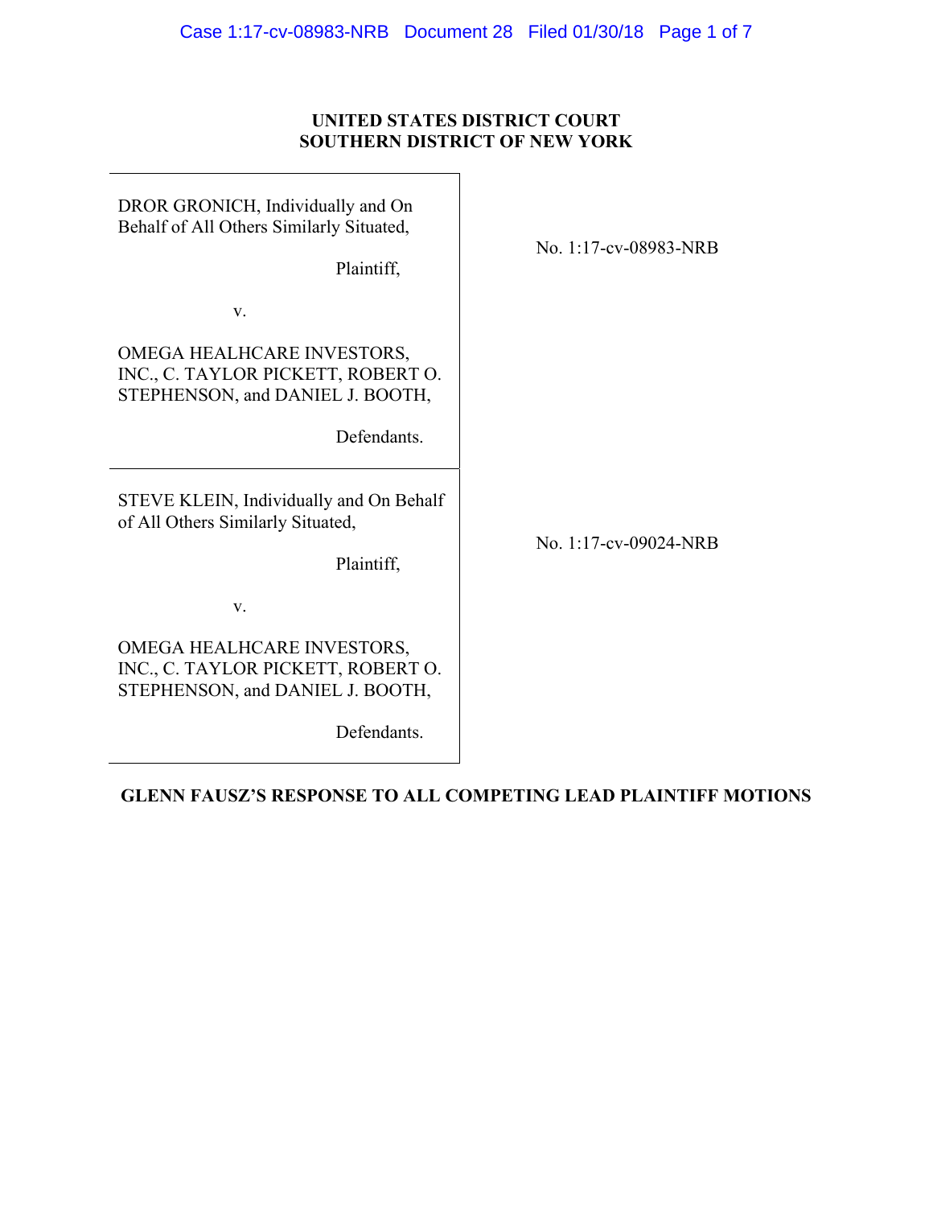**UNITED STATES DISTRICT COURT**
**SOUTHERN DISTRICT OF NEW YORK**

| | |
|---|---|
| DROR GRONICH, Individually and On Behalf of All Others Similarly Situated,<br><br>Plaintiff,<br><br>v.<br><br>OMEGA HEALHCARE INVESTORS, INC., C. TAYLOR PICKETT, ROBERT O. STEPHENSON, and DANIEL J. BOOTH,<br><br>Defendants. | No. 1:17-cv-08983-NRB |
| STEVE KLEIN, Individually and On Behalf of All Others Similarly Situated,<br><br>Plaintiff,<br><br>v.<br><br>OMEGA HEALHCARE INVESTORS, INC., C. TAYLOR PICKETT, ROBERT O. STEPHENSON, and DANIEL J. BOOTH,<br><br>Defendants. | No. 1:17-cv-09024-NRB |

**GLENN FAUSZ'S RESPONSE TO ALL COMPETING LEAD PLAINTIFF MOTIONS**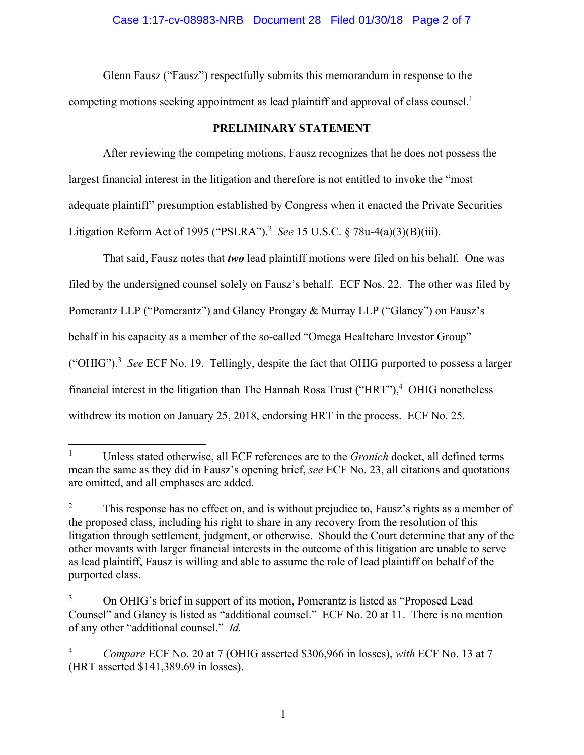Glenn Fausz ("Fausz") respectfully submits this memorandum in response to the competing motions seeking appointment as lead plaintiff and approval of class counsel.[1]

## PRELIMINARY STATEMENT

After reviewing the competing motions, Fausz recognizes that he does not possess the largest financial interest in the litigation and therefore is not entitled to invoke the "most adequate plaintiff" presumption established by Congress when it enacted the Private Securities Litigation Reform Act of 1995 ("PSLRA").[2] *See* 15 U.S.C. § 78u-4(a)(3)(B)(iii).

That said, Fausz notes that ***two*** lead plaintiff motions were filed on his behalf. One was filed by the undersigned counsel solely on Fausz's behalf. ECF Nos. 22. The other was filed by Pomerantz LLP ("Pomerantz") and Glancy Prongay & Murray LLP ("Glancy") on Fausz's behalf in his capacity as a member of the so-called "Omega Healthcare Investor Group" ("OHIG").[3] *See* ECF No. 19. Tellingly, despite the fact that OHIG purported to possess a larger financial interest in the litigation than The Hannah Rosa Trust ("HRT"),[4] OHIG nonetheless withdrew its motion on January 25, 2018, endorsing HRT in the process. ECF No. 25.

---

[1] Unless stated otherwise, all ECF references are to the *Gronich* docket, all defined terms mean the same as they did in Fausz's opening brief, *see* ECF No. 23, all citations and quotations are omitted, and all emphases are added.

[2] This response has no effect on, and is without prejudice to, Fausz's rights as a member of the proposed class, including his right to share in any recovery from the resolution of this litigation through settlement, judgment, or otherwise. Should the Court determine that any of the other movants with larger financial interests in the outcome of this litigation are unable to serve as lead plaintiff, Fausz is willing and able to assume the role of lead plaintiff on behalf of the purported class.

[3] On OHIG's brief in support of its motion, Pomerantz is listed as "Proposed Lead Counsel" and Glancy is listed as "additional counsel." ECF No. 20 at 11. There is no mention of any other "additional counsel." *Id.*

[4] *Compare* ECF No. 20 at 7 (OHIG asserted $306,966 in losses), *with* ECF No. 13 at 7 (HRT asserted $141,389.69 in losses).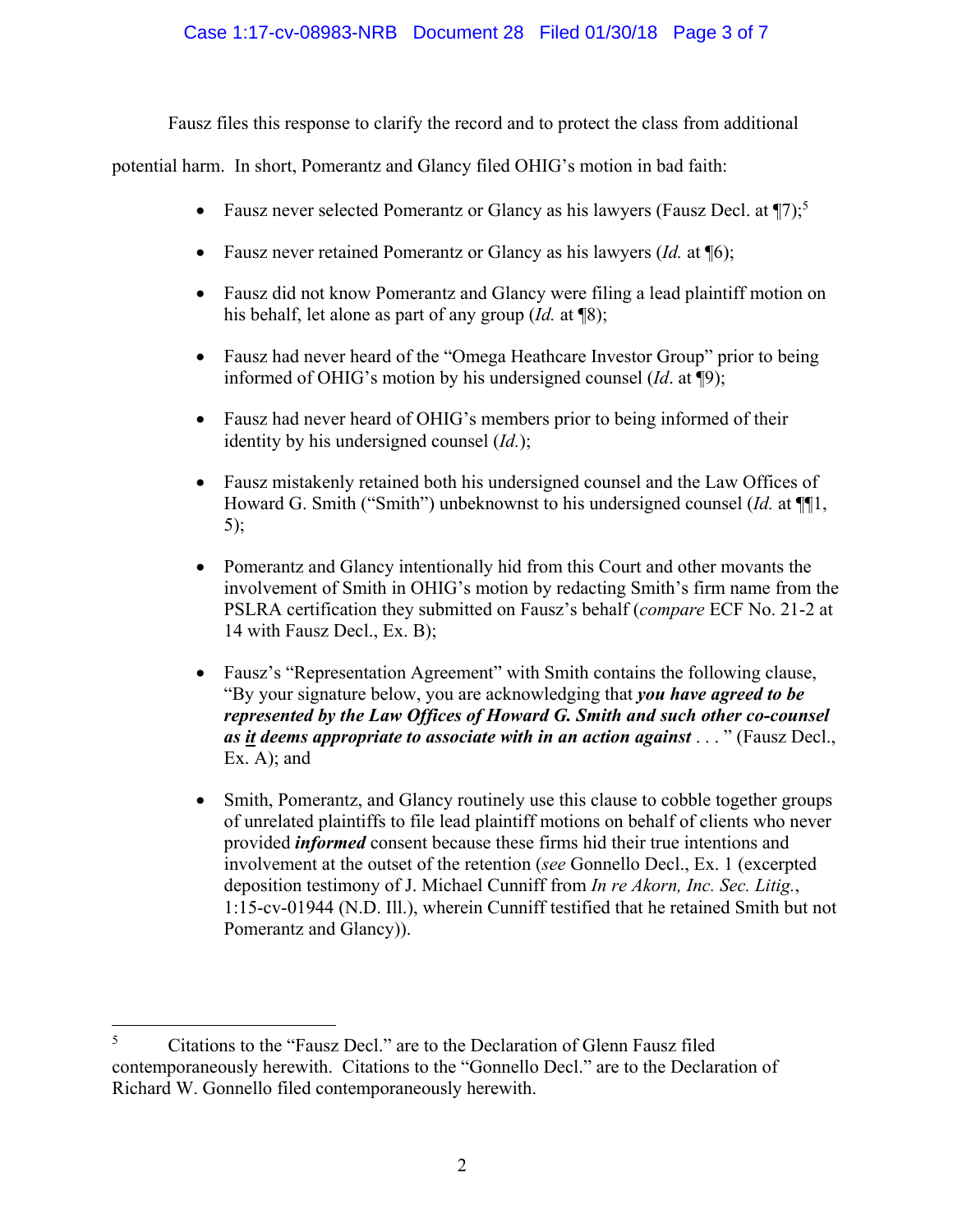Fausz files this response to clarify the record and to protect the class from additional potential harm. In short, Pomerantz and Glancy filed OHIG's motion in bad faith:

- Fausz never selected Pomerantz or Glancy as his lawyers (Fausz Decl. at ¶7);[5]
- Fausz never retained Pomerantz or Glancy as his lawyers (*Id.* at ¶6);
- Fausz did not know Pomerantz and Glancy were filing a lead plaintiff motion on his behalf, let alone as part of any group (*Id.* at ¶8);
- Fausz had never heard of the "Omega Heathcare Investor Group" prior to being informed of OHIG's motion by his undersigned counsel (*Id*. at ¶9);
- Fausz had never heard of OHIG's members prior to being informed of their identity by his undersigned counsel (*Id.*);
- Fausz mistakenly retained both his undersigned counsel and the Law Offices of Howard G. Smith ("Smith") unbeknownst to his undersigned counsel (*Id.* at ¶¶1, 5);
- Pomerantz and Glancy intentionally hid from this Court and other movants the involvement of Smith in OHIG's motion by redacting Smith's firm name from the PSLRA certification they submitted on Fausz's behalf (*compare* ECF No. 21-2 at 14 with Fausz Decl., Ex. B);
- Fausz's "Representation Agreement" with Smith contains the following clause, "By your signature below, you are acknowledging that ***you have agreed to be represented by the Law Offices of Howard G. Smith and such other co-counsel as <u>it</u> deems appropriate to associate with in an action against*** . . . " (Fausz Decl., Ex. A); and
- Smith, Pomerantz, and Glancy routinely use this clause to cobble together groups of unrelated plaintiffs to file lead plaintiff motions on behalf of clients who never provided ***informed*** consent because these firms hid their true intentions and involvement at the outset of the retention (*see* Gonnello Decl., Ex. 1 (excerpted deposition testimony of J. Michael Cunniff from *In re Akorn, Inc. Sec. Litig.*, 1:15-cv-01944 (N.D. Ill.), wherein Cunniff testified that he retained Smith but not Pomerantz and Glancy)).

---

[5] Citations to the "Fausz Decl." are to the Declaration of Glenn Fausz filed contemporaneously herewith. Citations to the "Gonnello Decl." are to the Declaration of Richard W. Gonnello filed contemporaneously herewith.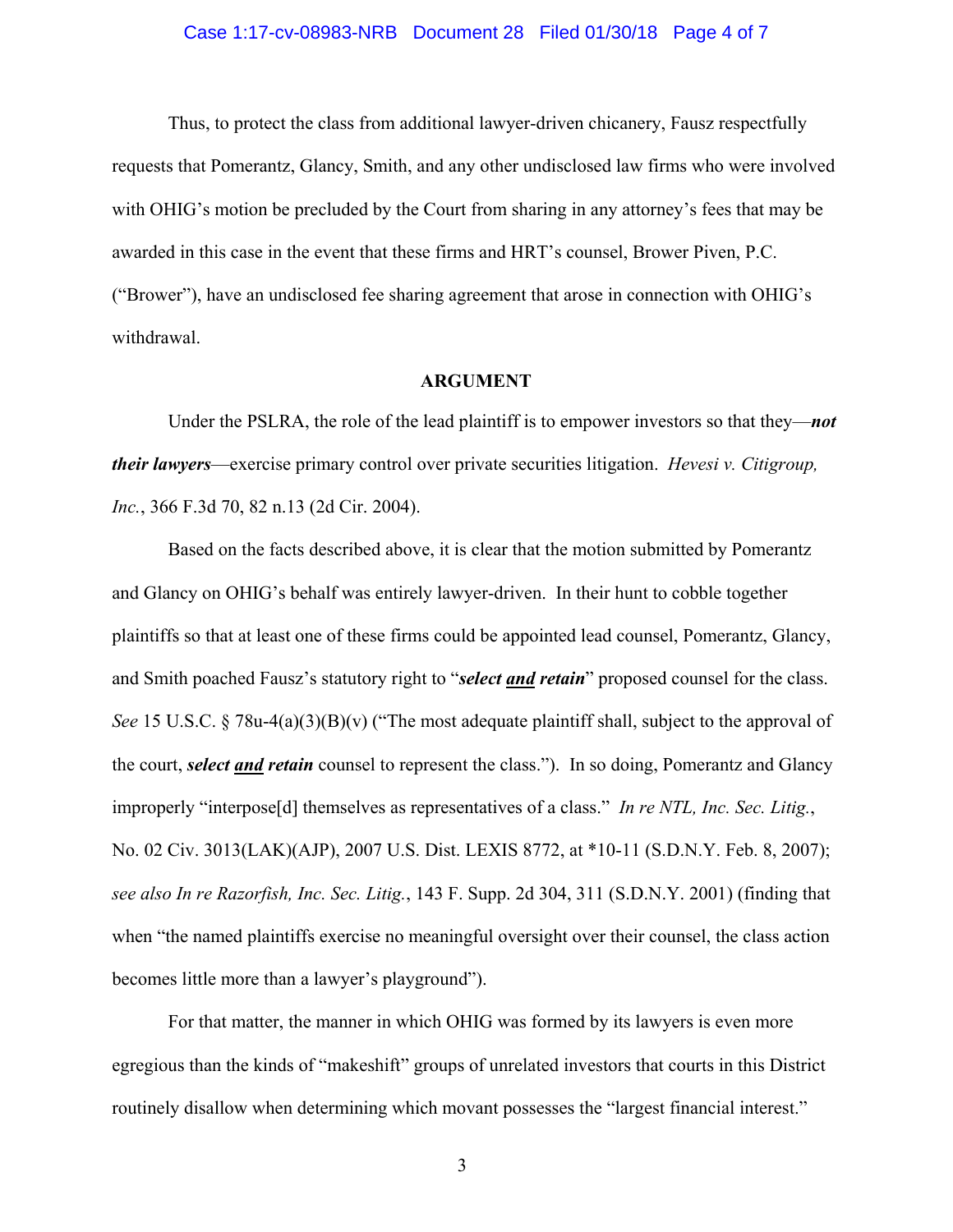Thus, to protect the class from additional lawyer-driven chicanery, Fausz respectfully requests that Pomerantz, Glancy, Smith, and any other undisclosed law firms who were involved with OHIG's motion be precluded by the Court from sharing in any attorney's fees that may be awarded in this case in the event that these firms and HRT's counsel, Brower Piven, P.C. ("Brower"), have an undisclosed fee sharing agreement that arose in connection with OHIG's withdrawal.

## ARGUMENT

Under the PSLRA, the role of the lead plaintiff is to empower investors so that they—***not their lawyers***—exercise primary control over private securities litigation. *Hevesi v. Citigroup, Inc.*, 366 F.3d 70, 82 n.13 (2d Cir. 2004).

Based on the facts described above, it is clear that the motion submitted by Pomerantz and Glancy on OHIG's behalf was entirely lawyer-driven. In their hunt to cobble together plaintiffs so that at least one of these firms could be appointed lead counsel, Pomerantz, Glancy, and Smith poached Fausz's statutory right to "***select <u>and</u> retain***" proposed counsel for the class. *See* 15 U.S.C. § 78u-4(a)(3)(B)(v) ("The most adequate plaintiff shall, subject to the approval of the court, ***select <u>and</u> retain*** counsel to represent the class."). In so doing, Pomerantz and Glancy improperly "interpose[d] themselves as representatives of a class." *In re NTL, Inc. Sec. Litig.*, No. 02 Civ. 3013(LAK)(AJP), 2007 U.S. Dist. LEXIS 8772, at *10-11 (S.D.N.Y. Feb. 8, 2007); *see also In re Razorfish, Inc. Sec. Litig.*, 143 F. Supp. 2d 304, 311 (S.D.N.Y. 2001) (finding that when "the named plaintiffs exercise no meaningful oversight over their counsel, the class action becomes little more than a lawyer's playground").

For that matter, the manner in which OHIG was formed by its lawyers is even more egregious than the kinds of "makeshift" groups of unrelated investors that courts in this District routinely disallow when determining which movant possesses the "largest financial interest."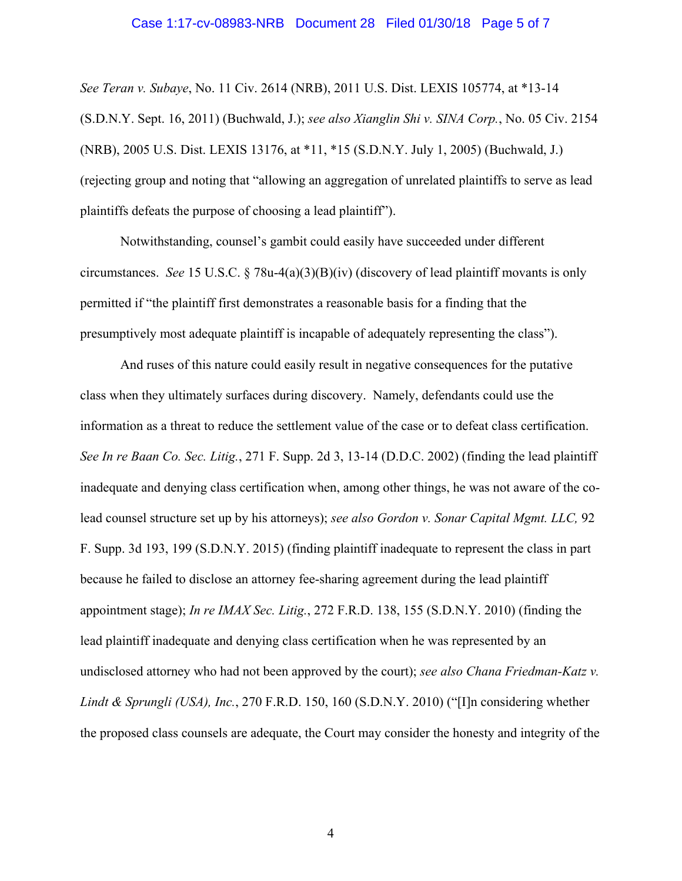*See Teran v. Subaye*, No. 11 Civ. 2614 (NRB), 2011 U.S. Dist. LEXIS 105774, at *13-14 (S.D.N.Y. Sept. 16, 2011) (Buchwald, J.); *see also Xianglin Shi v. SINA Corp.*, No. 05 Civ. 2154 (NRB), 2005 U.S. Dist. LEXIS 13176, at *11, *15 (S.D.N.Y. July 1, 2005) (Buchwald, J.) (rejecting group and noting that "allowing an aggregation of unrelated plaintiffs to serve as lead plaintiffs defeats the purpose of choosing a lead plaintiff").

Notwithstanding, counsel's gambit could easily have succeeded under different circumstances. *See* 15 U.S.C. § 78u-4(a)(3)(B)(iv) (discovery of lead plaintiff movants is only permitted if "the plaintiff first demonstrates a reasonable basis for a finding that the presumptively most adequate plaintiff is incapable of adequately representing the class").

And ruses of this nature could easily result in negative consequences for the putative class when they ultimately surfaces during discovery. Namely, defendants could use the information as a threat to reduce the settlement value of the case or to defeat class certification. *See In re Baan Co. Sec. Litig.*, 271 F. Supp. 2d 3, 13-14 (D.D.C. 2002) (finding the lead plaintiff inadequate and denying class certification when, among other things, he was not aware of the co-lead counsel structure set up by his attorneys); *see also Gordon v. Sonar Capital Mgmt. LLC,* 92 F. Supp. 3d 193, 199 (S.D.N.Y. 2015) (finding plaintiff inadequate to represent the class in part because he failed to disclose an attorney fee-sharing agreement during the lead plaintiff appointment stage); *In re IMAX Sec. Litig.*, 272 F.R.D. 138, 155 (S.D.N.Y. 2010) (finding the lead plaintiff inadequate and denying class certification when he was represented by an undisclosed attorney who had not been approved by the court); *see also Chana Friedman-Katz v. Lindt & Sprungli (USA), Inc.*, 270 F.R.D. 150, 160 (S.D.N.Y. 2010) ("[I]n considering whether the proposed class counsels are adequate, the Court may consider the honesty and integrity of the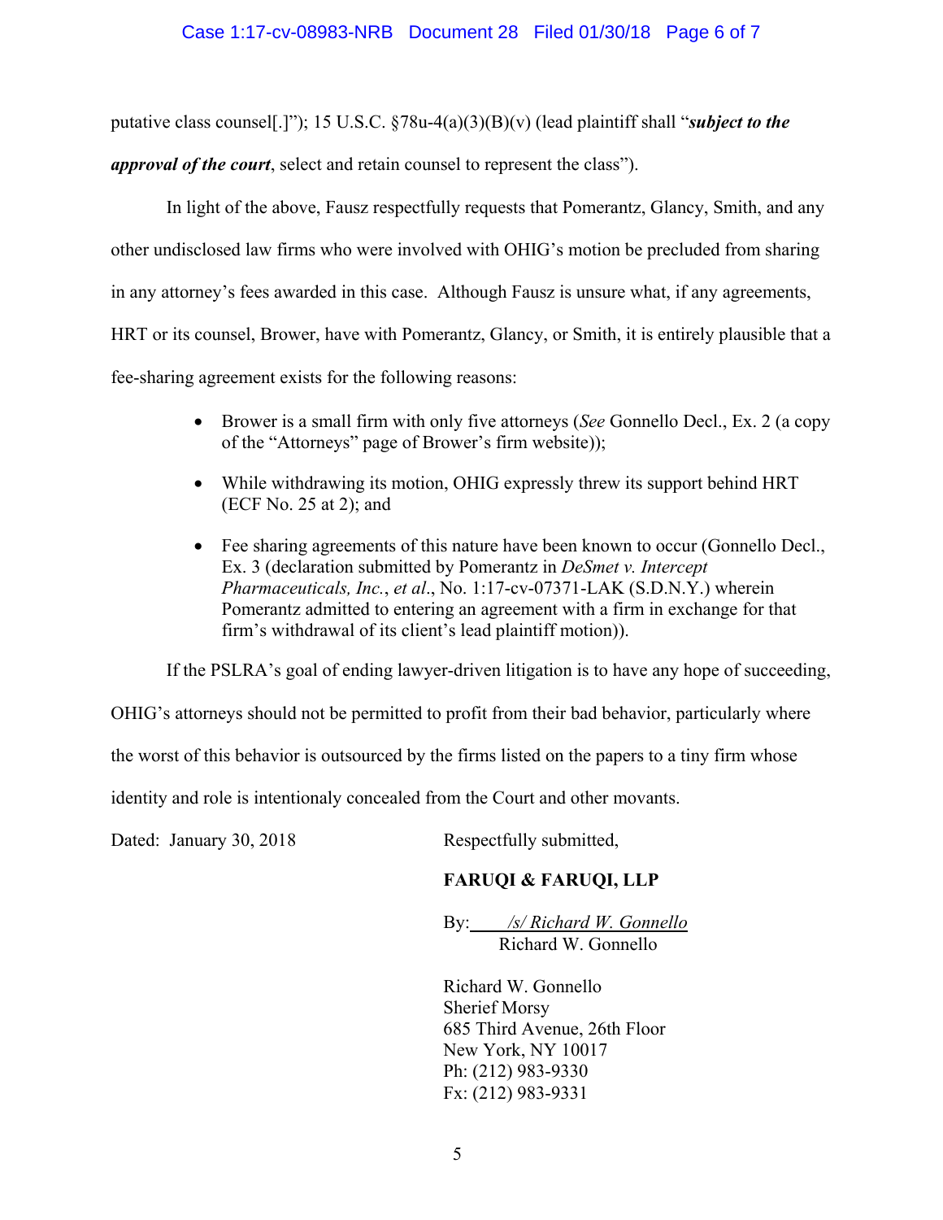putative class counsel[.]"); 15 U.S.C. §78u-4(a)(3)(B)(v) (lead plaintiff shall "***subject to the approval of the court***, select and retain counsel to represent the class").

In light of the above, Fausz respectfully requests that Pomerantz, Glancy, Smith, and any other undisclosed law firms who were involved with OHIG's motion be precluded from sharing in any attorney's fees awarded in this case. Although Fausz is unsure what, if any agreements, HRT or its counsel, Brower, have with Pomerantz, Glancy, or Smith, it is entirely plausible that a fee-sharing agreement exists for the following reasons:

- Brower is a small firm with only five attorneys (*See* Gonnello Decl., Ex. 2 (a copy of the "Attorneys" page of Brower's firm website));
- While withdrawing its motion, OHIG expressly threw its support behind HRT (ECF No. 25 at 2); and
- Fee sharing agreements of this nature have been known to occur (Gonnello Decl., Ex. 3 (declaration submitted by Pomerantz in *DeSmet v. Intercept Pharmaceuticals, Inc.*, *et al*., No. 1:17-cv-07371-LAK (S.D.N.Y.) wherein Pomerantz admitted to entering an agreement with a firm in exchange for that firm's withdrawal of its client's lead plaintiff motion)).

If the PSLRA's goal of ending lawyer-driven litigation is to have any hope of succeeding, OHIG's attorneys should not be permitted to profit from their bad behavior, particularly where the worst of this behavior is outsourced by the firms listed on the papers to a tiny firm whose identity and role is intentionaly concealed from the Court and other movants.

Dated: January 30, 2018

Respectfully submitted,

**FARUQI & FARUQI, LLP**

By: */s/ Richard W. Gonnello*
Richard W. Gonnello

Richard W. Gonnello
Sherief Morsy
685 Third Avenue, 26th Floor
New York, NY 10017
Ph: (212) 983-9330
Fx: (212) 983-9331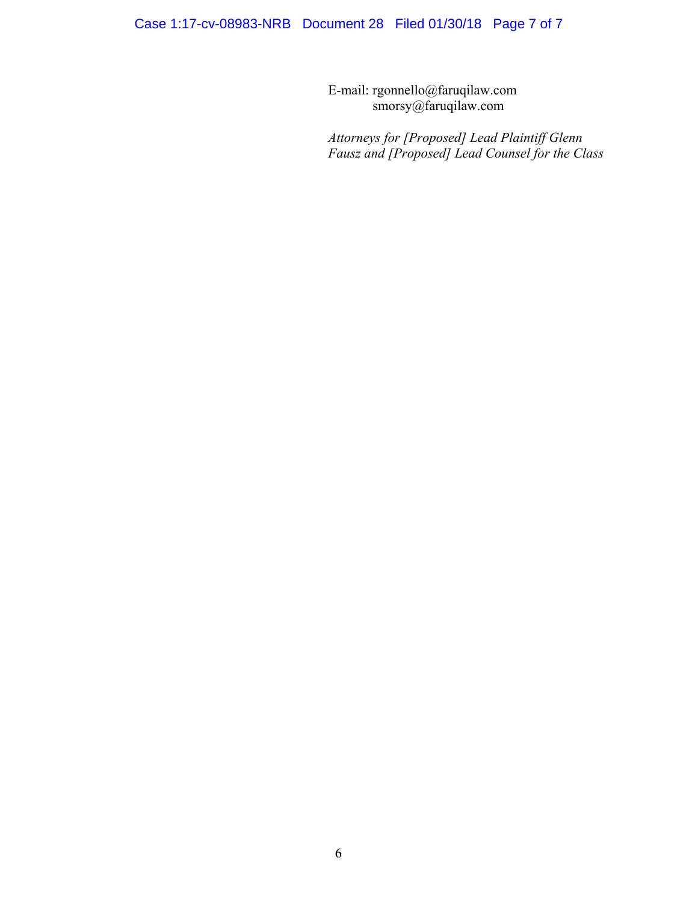E-mail: rgonnello@faruqilaw.com
smorsy@faruqilaw.com

*Attorneys for [Proposed] Lead Plaintiff Glenn Fausz and [Proposed] Lead Counsel for the Class*